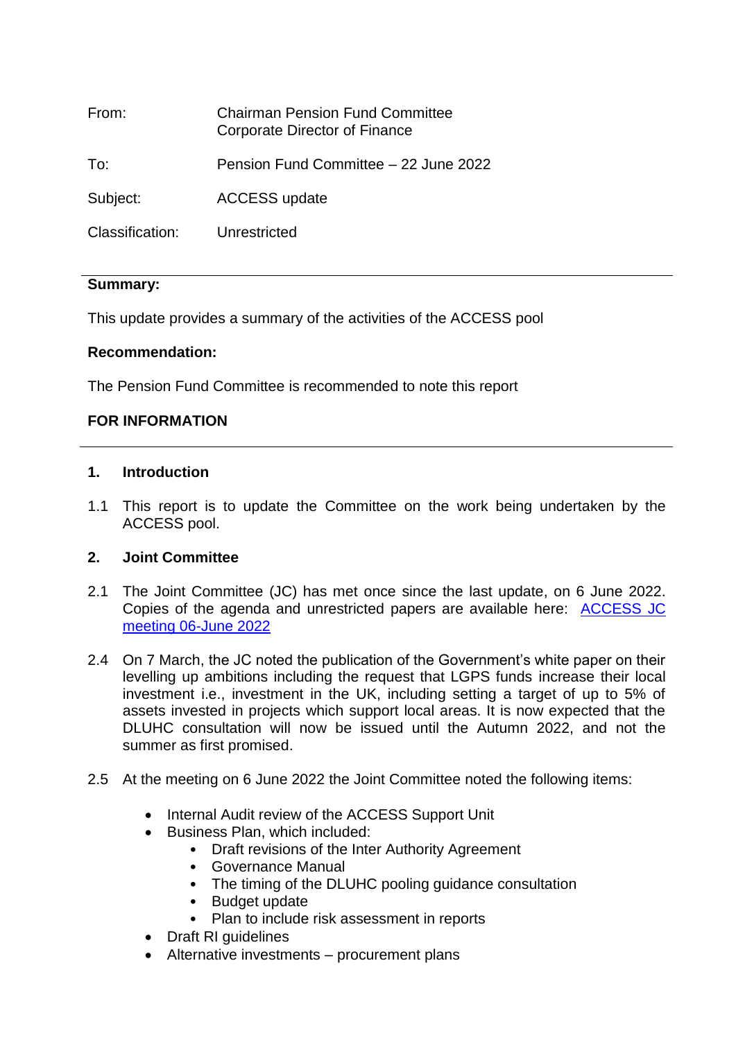| | |
|---|---|
| From: | Chairman Pension Fund Committee<br>Corporate Director of Finance |
| To: | Pension Fund Committee – 22 June 2022 |
| Subject: | ACCESS update |
| Classification: | Unrestricted |

---

**Summary:**

This update provides a summary of the activities of the ACCESS pool

**Recommendation:**

The Pension Fund Committee is recommended to note this report

**FOR INFORMATION**

---

## 1. Introduction

1.1 This report is to update the Committee on the work being undertaken by the ACCESS pool.

## 2. Joint Committee

2.1 The Joint Committee (JC) has met once since the last update, on 6 June 2022. Copies of the agenda and unrestricted papers are available here: ACCESS JC meeting 06-June 2022

2.4 On 7 March, the JC noted the publication of the Government's white paper on their levelling up ambitions including the request that LGPS funds increase their local investment i.e., investment in the UK, including setting a target of up to 5% of assets invested in projects which support local areas. It is now expected that the DLUHC consultation will now be issued until the Autumn 2022, and not the summer as first promised.

2.5 At the meeting on 6 June 2022 the Joint Committee noted the following items:

- Internal Audit review of the ACCESS Support Unit
- Business Plan, which included:
  - Draft revisions of the Inter Authority Agreement
  - Governance Manual
  - The timing of the DLUHC pooling guidance consultation
  - Budget update
  - Plan to include risk assessment in reports
- Draft RI guidelines
- Alternative investments – procurement plans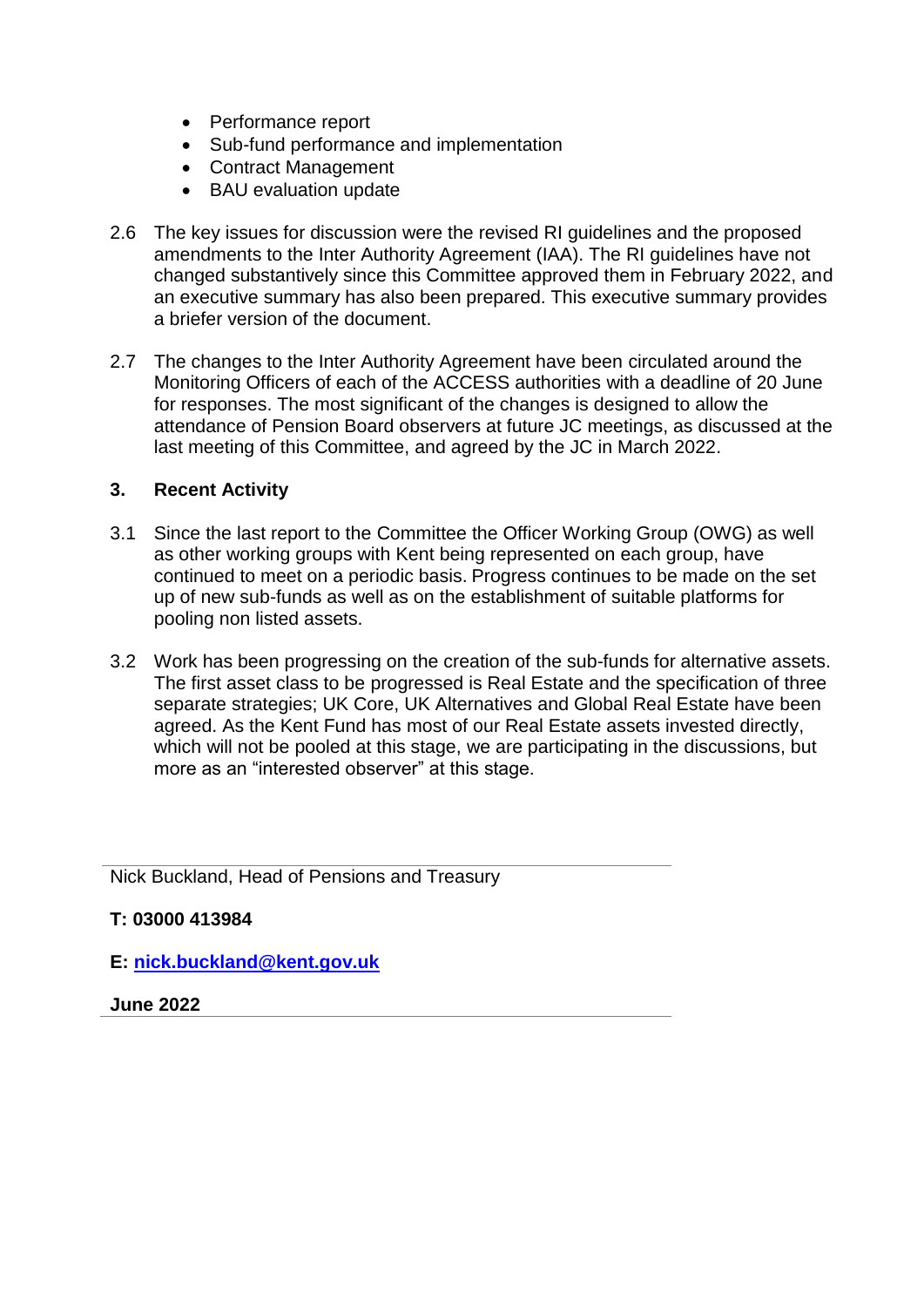- Performance report
- Sub-fund performance and implementation
- Contract Management
- BAU evaluation update

2.6 The key issues for discussion were the revised RI guidelines and the proposed amendments to the Inter Authority Agreement (IAA). The RI guidelines have not changed substantively since this Committee approved them in February 2022, and an executive summary has also been prepared. This executive summary provides a briefer version of the document.

2.7 The changes to the Inter Authority Agreement have been circulated around the Monitoring Officers of each of the ACCESS authorities with a deadline of 20 June for responses. The most significant of the changes is designed to allow the attendance of Pension Board observers at future JC meetings, as discussed at the last meeting of this Committee, and agreed by the JC in March 2022.

## 3. Recent Activity

3.1 Since the last report to the Committee the Officer Working Group (OWG) as well as other working groups with Kent being represented on each group, have continued to meet on a periodic basis. Progress continues to be made on the set up of new sub-funds as well as on the establishment of suitable platforms for pooling non listed assets.

3.2 Work has been progressing on the creation of the sub-funds for alternative assets. The first asset class to be progressed is Real Estate and the specification of three separate strategies; UK Core, UK Alternatives and Global Real Estate have been agreed. As the Kent Fund has most of our Real Estate assets invested directly, which will not be pooled at this stage, we are participating in the discussions, but more as an "interested observer" at this stage.

---

Nick Buckland, Head of Pensions and Treasury

**T: 03000 413984**

**E: [nick.buckland@kent.gov.uk](mailto:nick.buckland@kent.gov.uk)**

**June 2022**